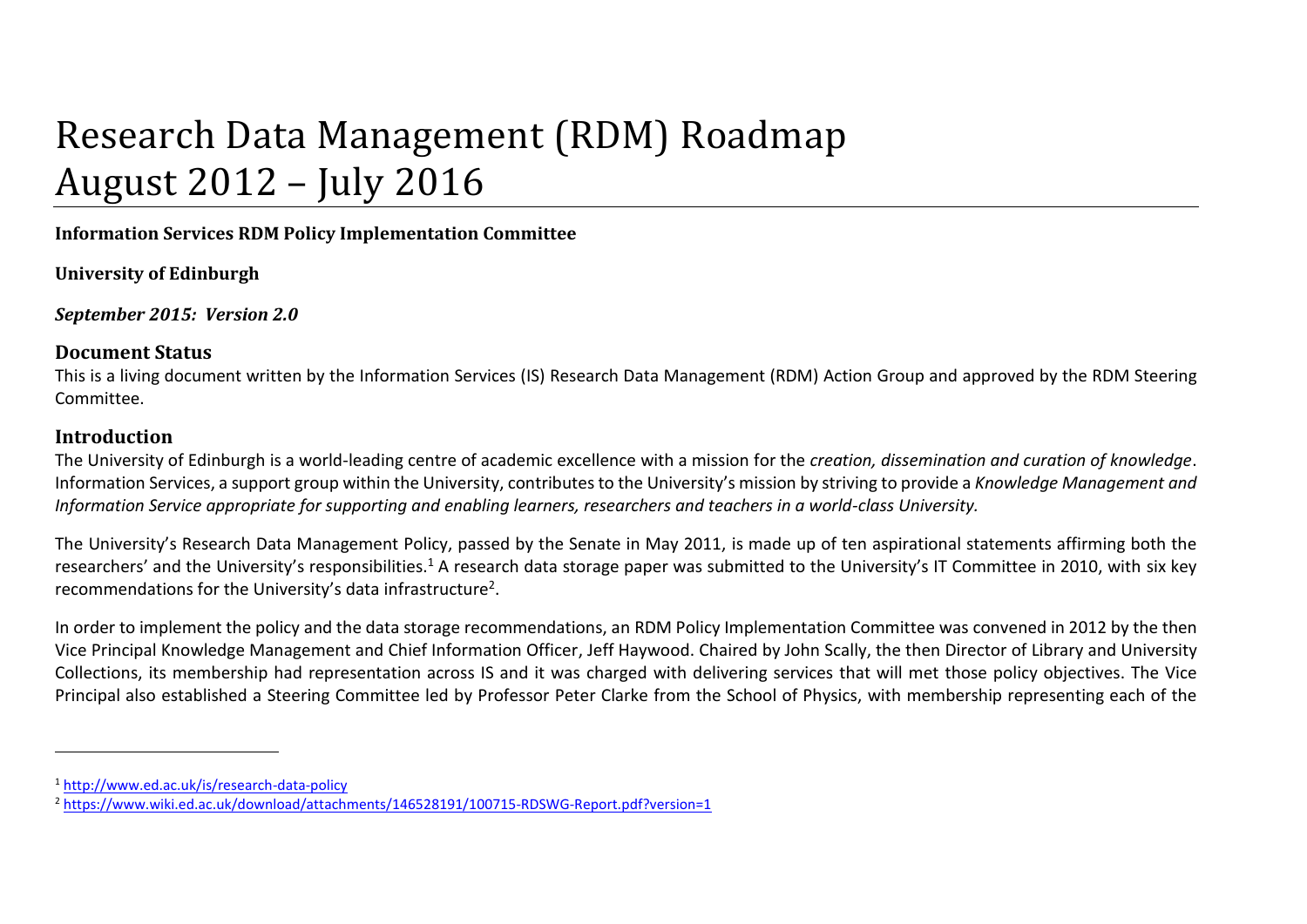# Research Data Management (RDM) Roadmap
# August 2012 – July 2016

**Information Services RDM Policy Implementation Committee**

**University of Edinburgh**

***September 2015: Version 2.0***

## Document Status

This is a living document written by the Information Services (IS) Research Data Management (RDM) Action Group and approved by the RDM Steering Committee.

## Introduction

The University of Edinburgh is a world-leading centre of academic excellence with a mission for the *creation, dissemination and curation of knowledge*. Information Services, a support group within the University, contributes to the University's mission by striving to provide a *Knowledge Management and Information Service appropriate for supporting and enabling learners, researchers and teachers in a world-class University.*

The University's Research Data Management Policy, passed by the Senate in May 2011, is made up of ten aspirational statements affirming both the researchers' and the University's responsibilities.[1] A research data storage paper was submitted to the University's IT Committee in 2010, with six key recommendations for the University's data infrastructure[2].

In order to implement the policy and the data storage recommendations, an RDM Policy Implementation Committee was convened in 2012 by the then Vice Principal Knowledge Management and Chief Information Officer, Jeff Haywood. Chaired by John Scally, the then Director of Library and University Collections, its membership had representation across IS and it was charged with delivering services that will met those policy objectives. The Vice Principal also established a Steering Committee led by Professor Peter Clarke from the School of Physics, with membership representing each of the

---

[1] http://www.ed.ac.uk/is/research-data-policy

[2] https://www.wiki.ed.ac.uk/download/attachments/146528191/100715-RDSWG-Report.pdf?version=1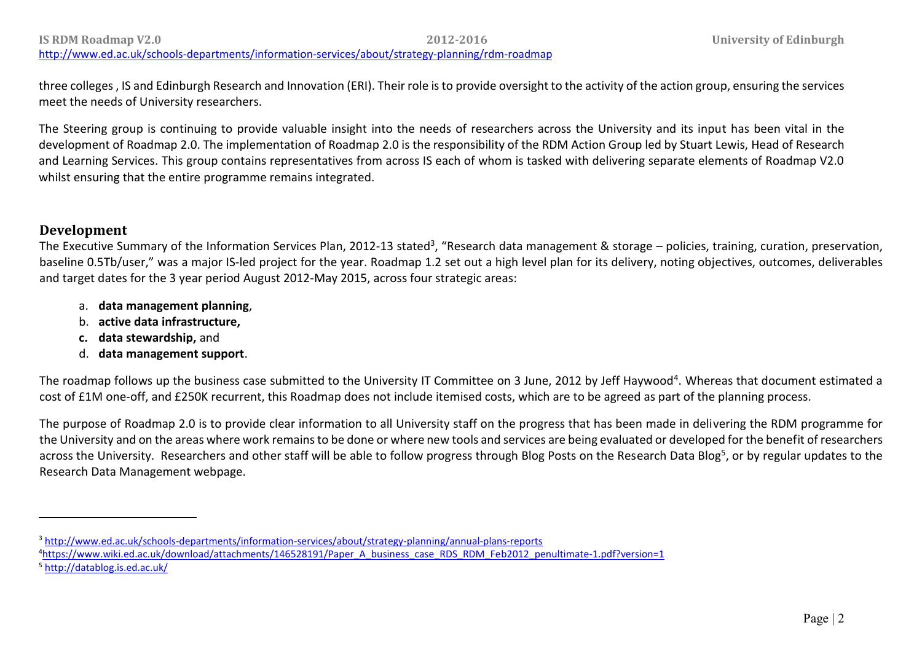three colleges , IS and Edinburgh Research and Innovation (ERI). Their role is to provide oversight to the activity of the action group, ensuring the services meet the needs of University researchers.

The Steering group is continuing to provide valuable insight into the needs of researchers across the University and its input has been vital in the development of Roadmap 2.0. The implementation of Roadmap 2.0 is the responsibility of the RDM Action Group led by Stuart Lewis, Head of Research and Learning Services. This group contains representatives from across IS each of whom is tasked with delivering separate elements of Roadmap V2.0 whilst ensuring that the entire programme remains integrated.

## Development

The Executive Summary of the Information Services Plan, 2012-13 stated[3], "Research data management & storage – policies, training, curation, preservation, baseline 0.5Tb/user," was a major IS-led project for the year. Roadmap 1.2 set out a high level plan for its delivery, noting objectives, outcomes, deliverables and target dates for the 3 year period August 2012-May 2015, across four strategic areas:

a. **data management planning**,
b. **active data infrastructure,**
c. **data stewardship,** and
d. **data management support**.

The roadmap follows up the business case submitted to the University IT Committee on 3 June, 2012 by Jeff Haywood[4]. Whereas that document estimated a cost of £1M one-off, and £250K recurrent, this Roadmap does not include itemised costs, which are to be agreed as part of the planning process.

The purpose of Roadmap 2.0 is to provide clear information to all University staff on the progress that has been made in delivering the RDM programme for the University and on the areas where work remains to be done or where new tools and services are being evaluated or developed for the benefit of researchers across the University. Researchers and other staff will be able to follow progress through Blog Posts on the Research Data Blog[5], or by regular updates to the Research Data Management webpage.

---

[3] http://www.ed.ac.uk/schools-departments/information-services/about/strategy-planning/annual-plans-reports

[4] https://www.wiki.ed.ac.uk/download/attachments/146528191/Paper_A_business_case_RDS_RDM_Feb2012_penultimate-1.pdf?version=1

[5] http://datablog.is.ed.ac.uk/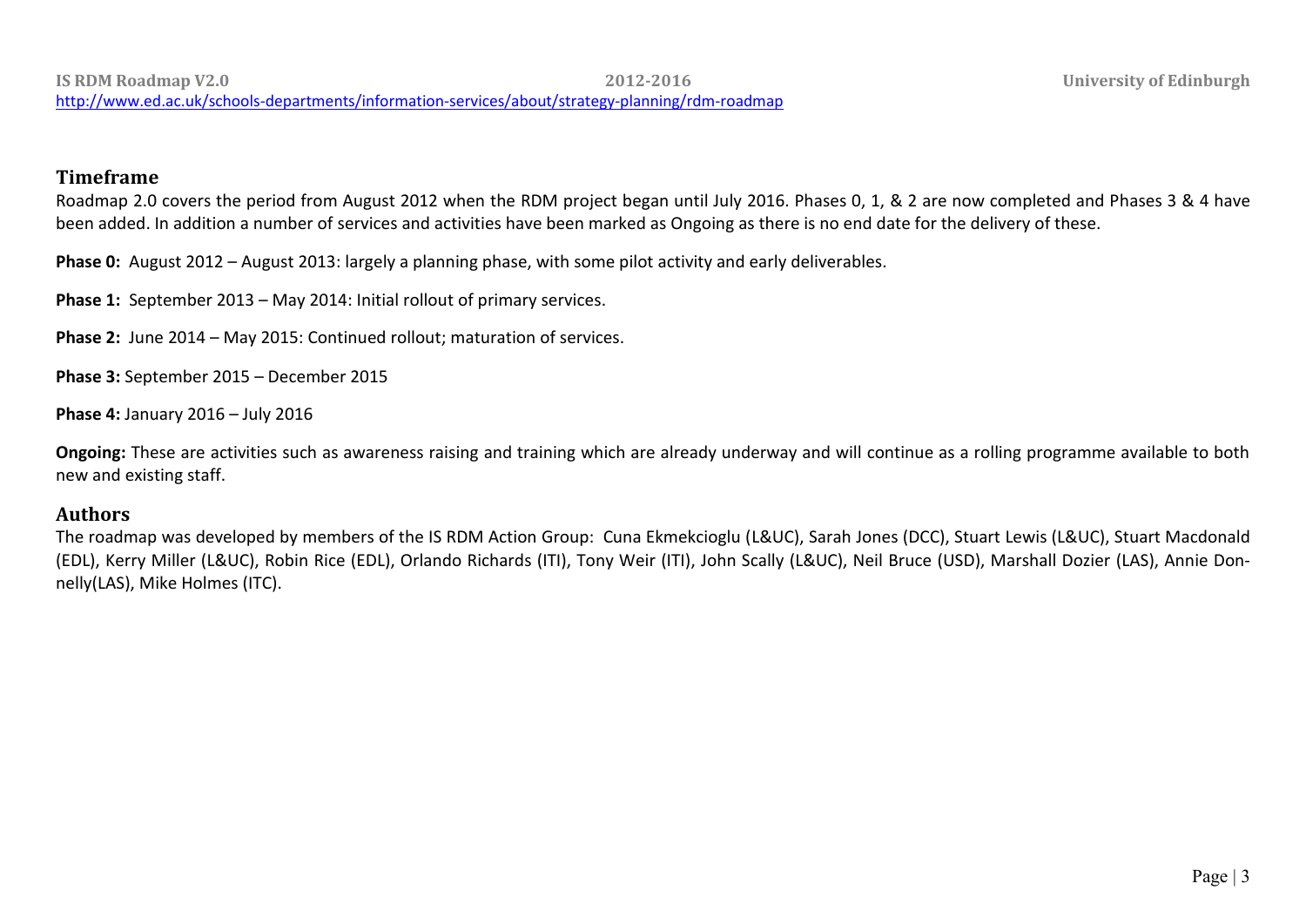## Timeframe

Roadmap 2.0 covers the period from August 2012 when the RDM project began until July 2016. Phases 0, 1, & 2 are now completed and Phases 3 & 4 have been added. In addition a number of services and activities have been marked as Ongoing as there is no end date for the delivery of these.

**Phase 0:** August 2012 – August 2013: largely a planning phase, with some pilot activity and early deliverables.

**Phase 1:** September 2013 – May 2014: Initial rollout of primary services.

**Phase 2:** June 2014 – May 2015: Continued rollout; maturation of services.

**Phase 3:** September 2015 – December 2015

**Phase 4:** January 2016 – July 2016

**Ongoing:** These are activities such as awareness raising and training which are already underway and will continue as a rolling programme available to both new and existing staff.

## Authors

The roadmap was developed by members of the IS RDM Action Group: Cuna Ekmekcioglu (L&UC), Sarah Jones (DCC), Stuart Lewis (L&UC), Stuart Macdonald (EDL), Kerry Miller (L&UC), Robin Rice (EDL), Orlando Richards (ITI), Tony Weir (ITI), John Scally (L&UC), Neil Bruce (USD), Marshall Dozier (LAS), Annie Donnelly(LAS), Mike Holmes (ITC).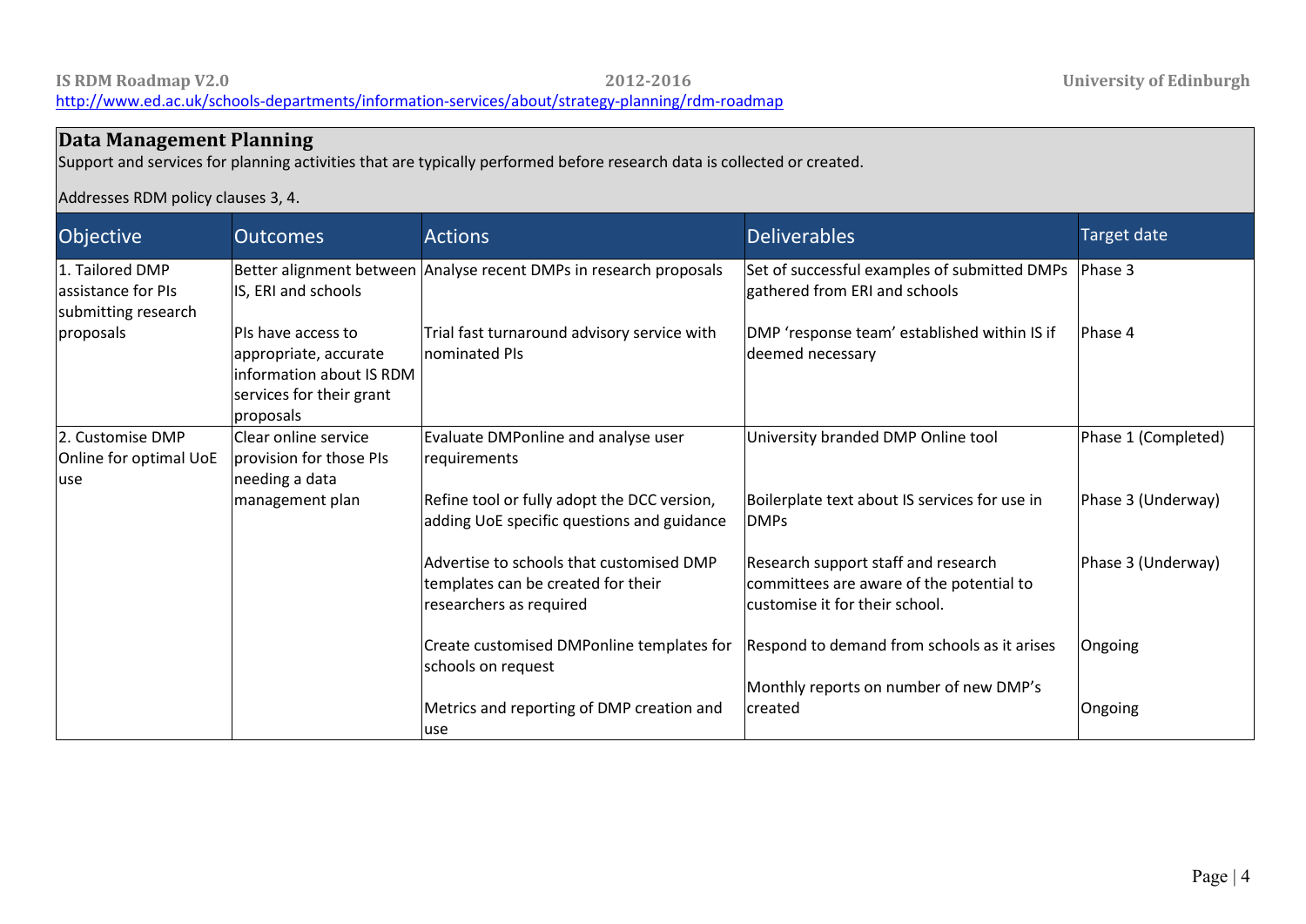## Data Management Planning

Support and services for planning activities that are typically performed before research data is collected or created.

Addresses RDM policy clauses 3, 4.

| Objective | Outcomes | Actions | Deliverables | Target date |
|---|---|---|---|---|
| 1. Tailored DMP assistance for PIs submitting research proposals | Better alignment between IS, ERI and schools | Analyse recent DMPs in research proposals | Set of successful examples of submitted DMPs gathered from ERI and schools | Phase 3 |
| | PIs have access to appropriate, accurate information about IS RDM services for their grant proposals | Trial fast turnaround advisory service with nominated PIs | DMP 'response team' established within IS if deemed necessary | Phase 4 |
| 2. Customise DMP Online for optimal UoE use | Clear online service provision for those PIs needing a data management plan | Evaluate DMPonline and analyse user requirements | University branded DMP Online tool | Phase 1 (Completed) |
| | | Refine tool or fully adopt the DCC version, adding UoE specific questions and guidance | Boilerplate text about IS services for use in DMPs | Phase 3 (Underway) |
| | | Advertise to schools that customised DMP templates can be created for their researchers as required | Research support staff and research committees are aware of the potential to customise it for their school. | Phase 3 (Underway) |
| | | Create customised DMPonline templates for schools on request | Respond to demand from schools as it arises | Ongoing |
| | | Metrics and reporting of DMP creation and use | Monthly reports on number of new DMP's created | Ongoing |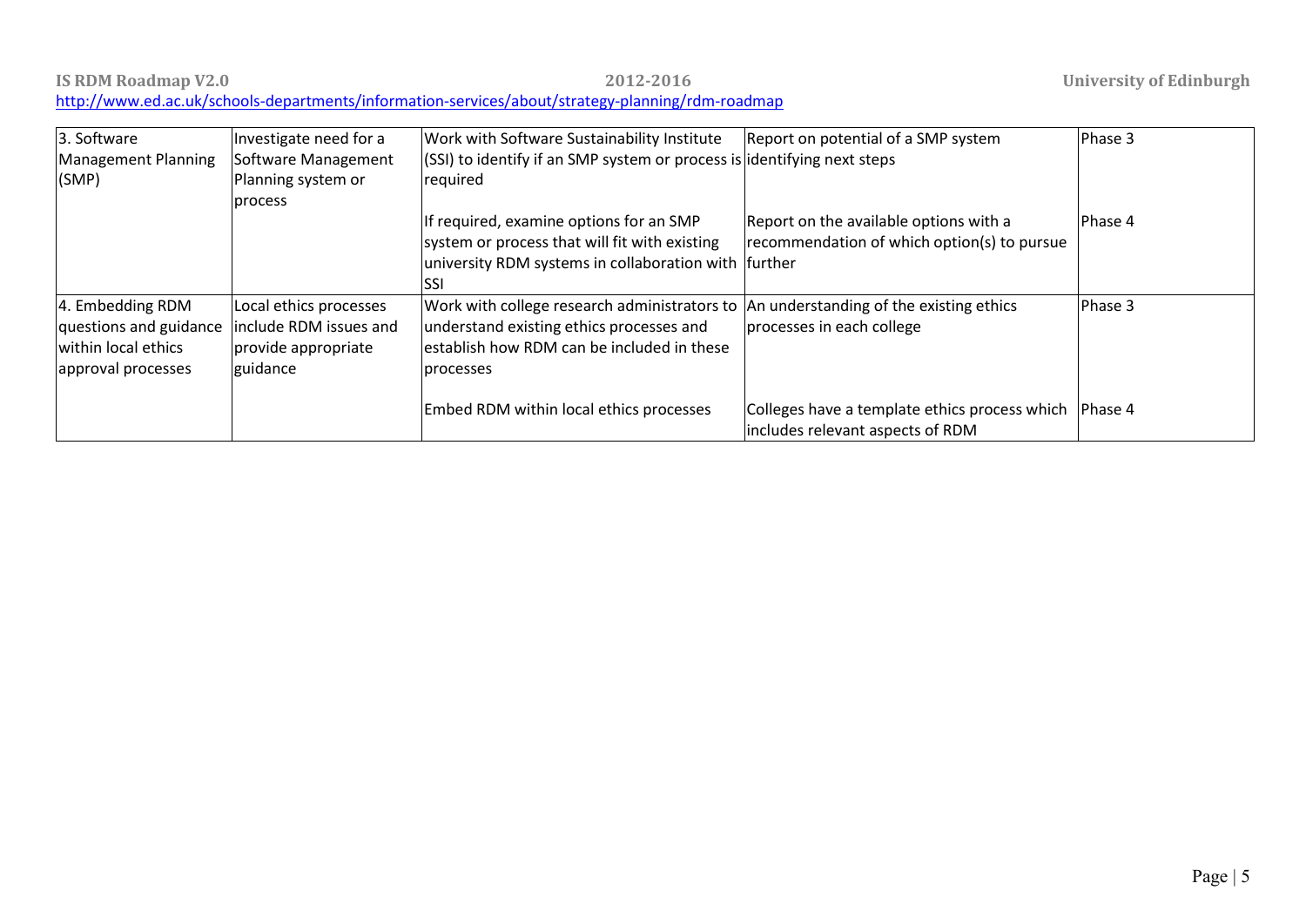| 3. Software Management Planning (SMP) | Investigate need for a Software Management Planning system or process | Work with Software Sustainability Institute (SSI) to identify if an SMP system or process is required | Report on potential of a SMP system identifying next steps | Phase 3 |
|---|---|---|---|---|
| | | If required, examine options for an SMP system or process that will fit with existing university RDM systems in collaboration with SSI | Report on the available options with a recommendation of which option(s) to pursue further | Phase 4 |
| 4. Embedding RDM questions and guidance within local ethics approval processes | Local ethics processes include RDM issues and provide appropriate guidance | Work with college research administrators to understand existing ethics processes and establish how RDM can be included in these processes | An understanding of the existing ethics processes in each college | Phase 3 |
| | | Embed RDM within local ethics processes | Colleges have a template ethics process which includes relevant aspects of RDM | Phase 4 |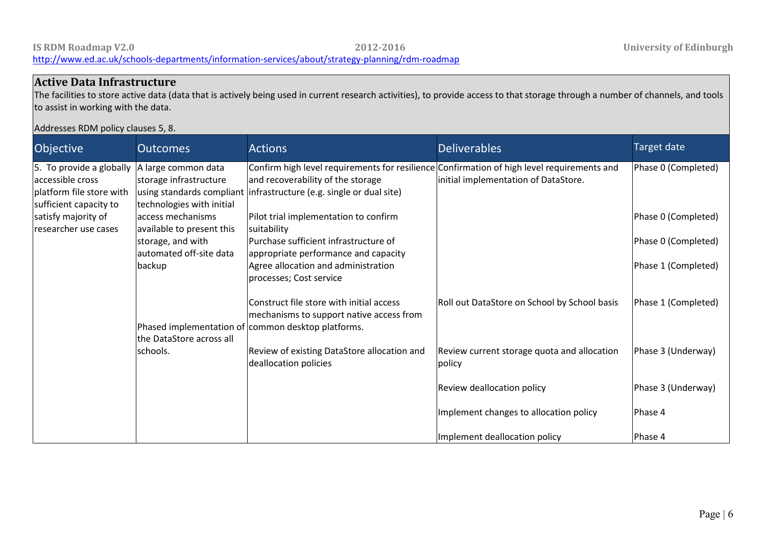## Active Data Infrastructure

The facilities to store active data (data that is actively being used in current research activities), to provide access to that storage through a number of channels, and tools to assist in working with the data.

Addresses RDM policy clauses 5, 8.

| Objective | Outcomes | Actions | Deliverables | Target date |
|---|---|---|---|---|
| 5. To provide a globally accessible cross platform file store with sufficient capacity to satisfy majority of researcher use cases | A large common data storage infrastructure using standards compliant technologies with initial access mechanisms available to present this storage, and with automated off-site data backup | Confirm high level requirements for resilience and recoverability of the storage infrastructure (e.g. single or dual site) | Confirmation of high level requirements and initial implementation of DataStore. | Phase 0 (Completed) |
| | | Pilot trial implementation to confirm suitability | | Phase 0 (Completed) |
| | | Purchase sufficient infrastructure of appropriate performance and capacity | | Phase 0 (Completed) |
| | | Agree allocation and administration processes; Cost service | | Phase 1 (Completed) |
| | Phased implementation of the DataStore across all schools. | Construct file store with initial access mechanisms to support native access from common desktop platforms. | Roll out DataStore on School by School basis | Phase 1 (Completed) |
| | | Review of existing DataStore allocation and deallocation policies | Review current storage quota and allocation policy | Phase 3 (Underway) |
| | | | Review deallocation policy | Phase 3 (Underway) |
| | | | Implement changes to allocation policy | Phase 4 |
| | | | Implement deallocation policy | Phase 4 |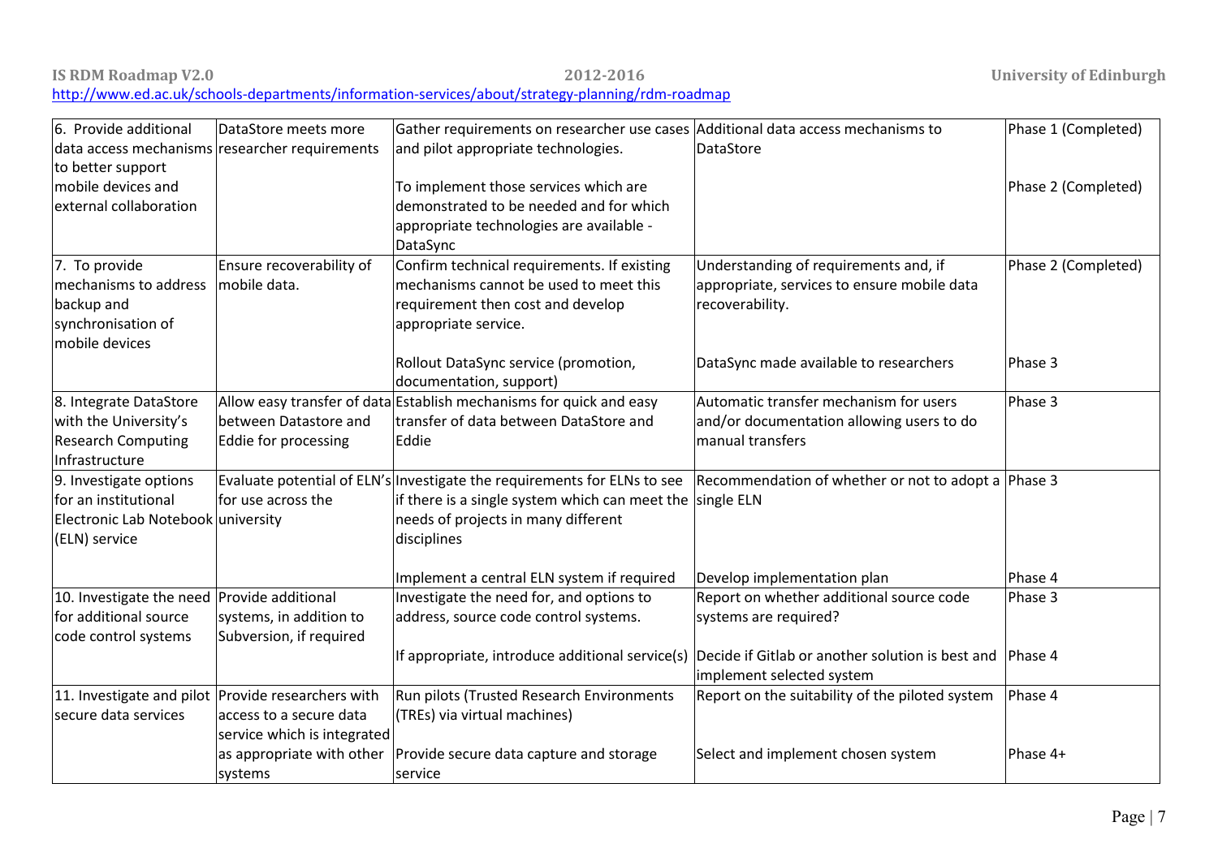| 6. Provide additional data access mechanisms to better support mobile devices and external collaboration | DataStore meets more researcher requirements | Gather requirements on researcher use cases and pilot appropriate technologies. | Additional data access mechanisms to DataStore | Phase 1 (Completed) |
|---|---|---|---|---|
| | | To implement those services which are demonstrated to be needed and for which appropriate technologies are available - DataSync | | Phase 2 (Completed) |
| 7. To provide mechanisms to address backup and synchronisation of mobile devices | Ensure recoverability of mobile data. | Confirm technical requirements. If existing mechanisms cannot be used to meet this requirement then cost and develop appropriate service. | Understanding of requirements and, if appropriate, services to ensure mobile data recoverability. | Phase 2 (Completed) |
| | | Rollout DataSync service (promotion, documentation, support) | DataSync made available to researchers | Phase 3 |
| 8. Integrate DataStore with the University's Research Computing Infrastructure | Allow easy transfer of data between Datastore and Eddie for processing | Establish mechanisms for quick and easy transfer of data between DataStore and Eddie | Automatic transfer mechanism for users and/or documentation allowing users to do manual transfers | Phase 3 |
| 9. Investigate options for an institutional Electronic Lab Notebook (ELN) service | Evaluate potential of ELN's for use across the university | Investigate the requirements for ELNs to see if there is a single system which can meet the needs of projects in many different disciplines | Recommendation of whether or not to adopt a single ELN | Phase 3 |
| | | Implement a central ELN system if required | Develop implementation plan | Phase 4 |
| 10. Investigate the need for additional source code control systems | Provide additional systems, in addition to Subversion, if required | Investigate the need for, and options to address, source code control systems. | Report on whether additional source code systems are required? | Phase 3 |
| | | If appropriate, introduce additional service(s) | Decide if Gitlab or another solution is best and implement selected system | Phase 4 |
| 11. Investigate and pilot secure data services | Provide researchers with access to a secure data service which is integrated as appropriate with other systems | Run pilots (Trusted Research Environments (TREs) via virtual machines) | Report on the suitability of the piloted system | Phase 4 |
| | | Provide secure data capture and storage service | Select and implement chosen system | Phase 4+ |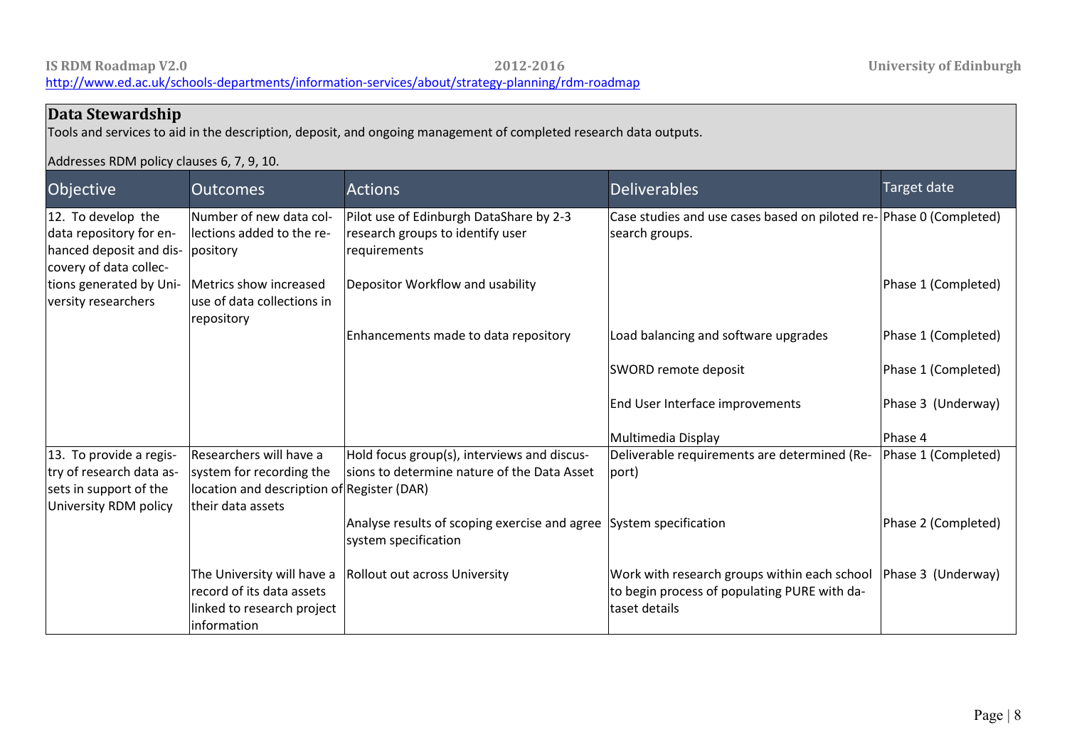## Data Stewardship

Tools and services to aid in the description, deposit, and ongoing management of completed research data outputs.

Addresses RDM policy clauses 6, 7, 9, 10.

| Objective | Outcomes | Actions | Deliverables | Target date |
|---|---|---|---|---|
| 12. To develop the data repository for enhanced deposit and discovery of data collections generated by University researchers | Number of new data collections added to the repository | Pilot use of Edinburgh DataShare by 2-3 research groups to identify user requirements | Case studies and use cases based on piloted research groups. | Phase 0 (Completed) |
| | Metrics show increased use of data collections in repository | Depositor Workflow and usability | | Phase 1 (Completed) |
| | | Enhancements made to data repository | Load balancing and software upgrades | Phase 1 (Completed) |
| | | | SWORD remote deposit | Phase 1 (Completed) |
| | | | End User Interface improvements | Phase 3 (Underway) |
| | | | Multimedia Display | Phase 4 |
| 13. To provide a registry of research data assets in support of the University RDM policy | Researchers will have a system for recording the location and description of their data assets | Hold focus group(s), interviews and discussions to determine nature of the Data Asset Register (DAR) | Deliverable requirements are determined (Report) | Phase 1 (Completed) |
| | | Analyse results of scoping exercise and agree system specification | System specification | Phase 2 (Completed) |
| | The University will have a record of its data assets linked to research project information | Rollout out across University | Work with research groups within each school to begin process of populating PURE with dataset details | Phase 3 (Underway) |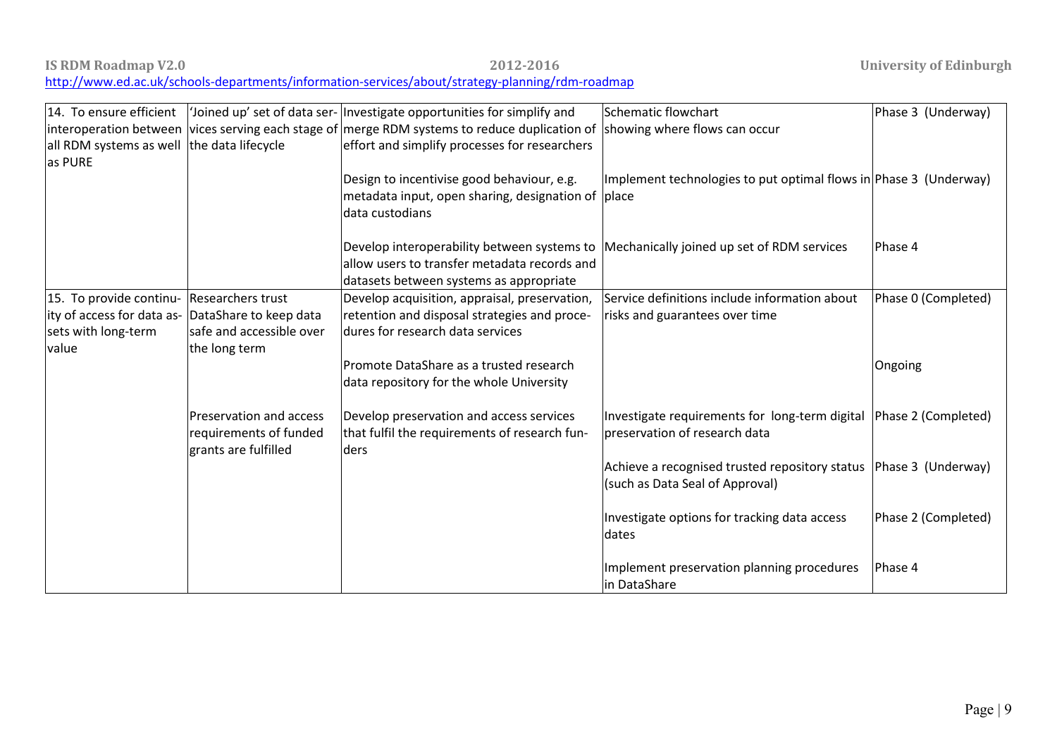| | | | | |
|---|---|---|---|---|
| 14. To ensure efficient interoperation between all RDM systems as well as PURE | 'Joined up' set of data services serving each stage of the data lifecycle | Investigate opportunities for simplify and merge RDM systems to reduce duplication of effort and simplify processes for researchers | Schematic flowchart showing where flows can occur | Phase 3 (Underway) |
| | | Design to incentivise good behaviour, e.g. metadata input, open sharing, designation of data custodians | Implement technologies to put optimal flows in place | Phase 3 (Underway) |
| | | Develop interoperability between systems to allow users to transfer metadata records and datasets between systems as appropriate | Mechanically joined up set of RDM services | Phase 4 |
| 15. To provide continuity of access for data assets with long-term value | Researchers trust DataShare to keep data safe and accessible over the long term | Develop acquisition, appraisal, preservation, retention and disposal strategies and procedures for research data services | Service definitions include information about risks and guarantees over time | Phase 0 (Completed) |
| | | Promote DataShare as a trusted research data repository for the whole University | | Ongoing |
| | Preservation and access requirements of funded grants are fulfilled | Develop preservation and access services that fulfil the requirements of research funders | Investigate requirements for long-term digital preservation of research data | Phase 2 (Completed) |
| | | | Achieve a recognised trusted repository status (such as Data Seal of Approval) | Phase 3 (Underway) |
| | | | Investigate options for tracking data access dates | Phase 2 (Completed) |
| | | | Implement preservation planning procedures in DataShare | Phase 4 |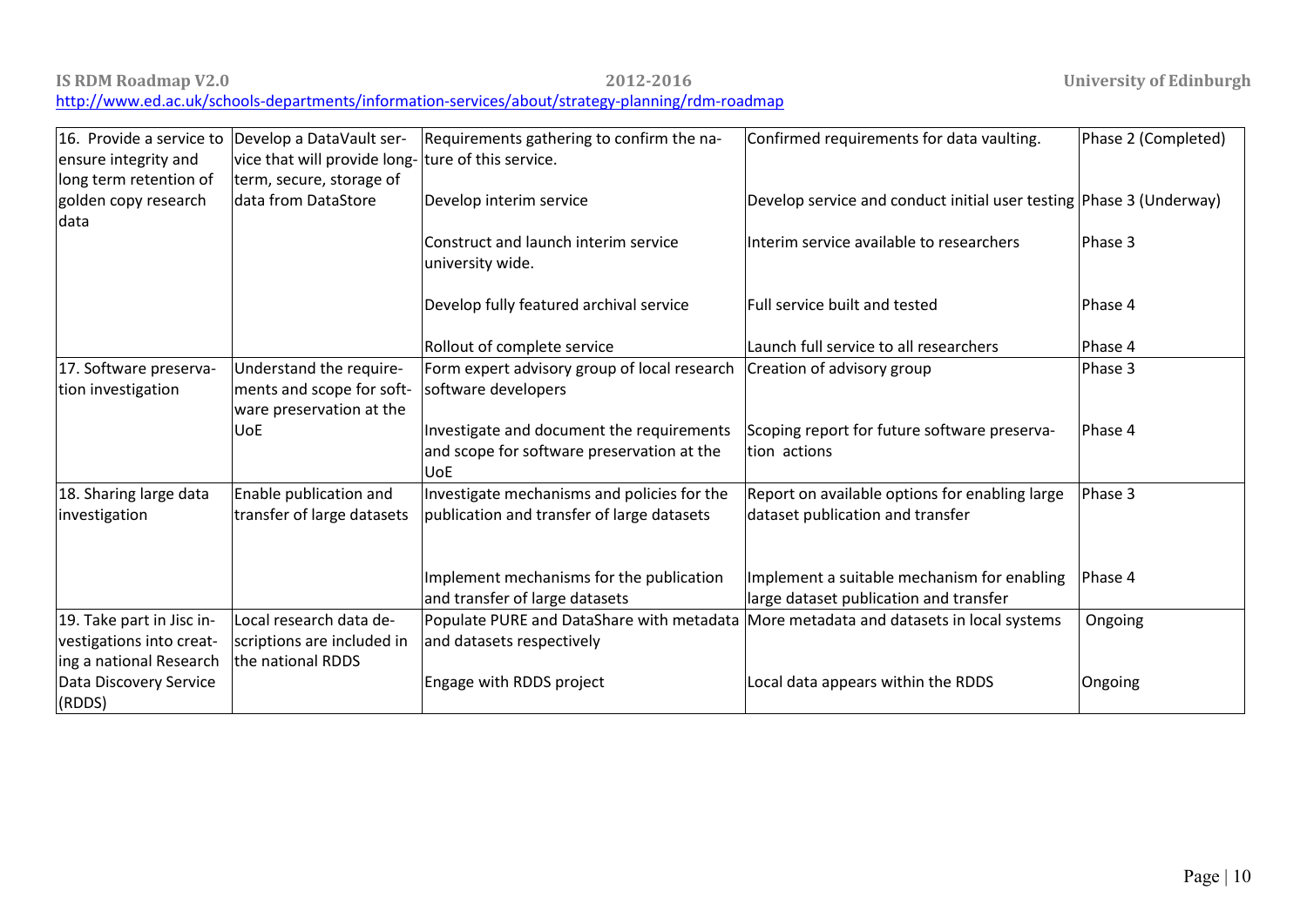| 16. Provide a service to ensure integrity and long term retention of golden copy research data | Develop a DataVault service that will provide long-term, secure, storage of data from DataStore | Requirements gathering to confirm the nature of this service. | Confirmed requirements for data vaulting. | Phase 2 (Completed) |
|---|---|---|---|---|
| | | Develop interim service | Develop service and conduct initial user testing | Phase 3 (Underway) |
| | | Construct and launch interim service university wide. | Interim service available to researchers | Phase 3 |
| | | Develop fully featured archival service | Full service built and tested | Phase 4 |
| | | Rollout of complete service | Launch full service to all researchers | Phase 4 |
| 17. Software preservation investigation | Understand the requirements and scope for software preservation at the UoE | Form expert advisory group of local research software developers | Creation of advisory group | Phase 3 |
| | | Investigate and document the requirements and scope for software preservation at the UoE | Scoping report for future software preservation actions | Phase 4 |
| 18. Sharing large data investigation | Enable publication and transfer of large datasets | Investigate mechanisms and policies for the publication and transfer of large datasets | Report on available options for enabling large dataset publication and transfer | Phase 3 |
| | | Implement mechanisms for the publication and transfer of large datasets | Implement a suitable mechanism for enabling large dataset publication and transfer | Phase 4 |
| 19. Take part in Jisc investigations into creating a national Research Data Discovery Service (RDDS) | Local research data descriptions are included in the national RDDS | Populate PURE and DataShare with metadata and datasets respectively | More metadata and datasets in local systems | Ongoing |
| | | Engage with RDDS project | Local data appears within the RDDS | Ongoing |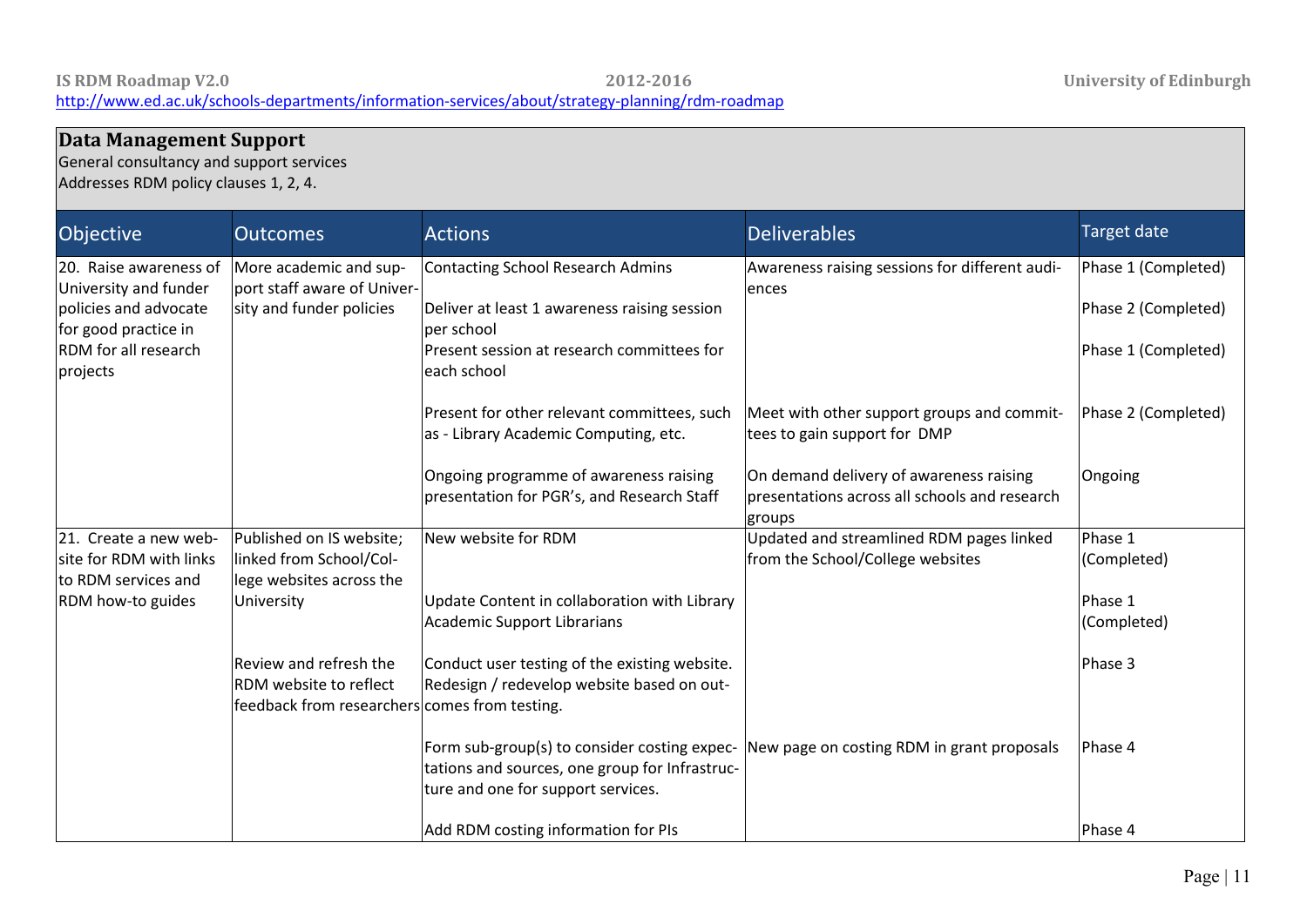## Data Management Support

General consultancy and support services

Addresses RDM policy clauses 1, 2, 4.

| Objective | Outcomes | Actions | Deliverables | Target date |
|---|---|---|---|---|
| 20. Raise awareness of University and funder policies and advocate for good practice in RDM for all research projects | More academic and support staff aware of University and funder policies | Contacting School Research Admins | Awareness raising sessions for different audiences | Phase 1 (Completed) |
| | | Deliver at least 1 awareness raising session per school | | Phase 2 (Completed) |
| | | Present session at research committees for each school | | Phase 1 (Completed) |
| | | Present for other relevant committees, such as - Library Academic Computing, etc. | Meet with other support groups and committees to gain support for DMP | Phase 2 (Completed) |
| | | Ongoing programme of awareness raising presentation for PGR's, and Research Staff | On demand delivery of awareness raising presentations across all schools and research groups | Ongoing |
| 21. Create a new website for RDM with links to RDM services and RDM how-to guides | Published on IS website; linked from School/College websites across the University | New website for RDM | Updated and streamlined RDM pages linked from the School/College websites | Phase 1 (Completed) |
| | | Update Content in collaboration with Library Academic Support Librarians | | Phase 1 (Completed) |
| | Review and refresh the RDM website to reflect feedback from researchers | Conduct user testing of the existing website. Redesign / redevelop website based on outcomes from testing. | | Phase 3 |
| | | Form sub-group(s) to consider costing expectations and sources, one group for Infrastructure and one for support services. | New page on costing RDM in grant proposals | Phase 4 |
| | | Add RDM costing information for PIs | | Phase 4 |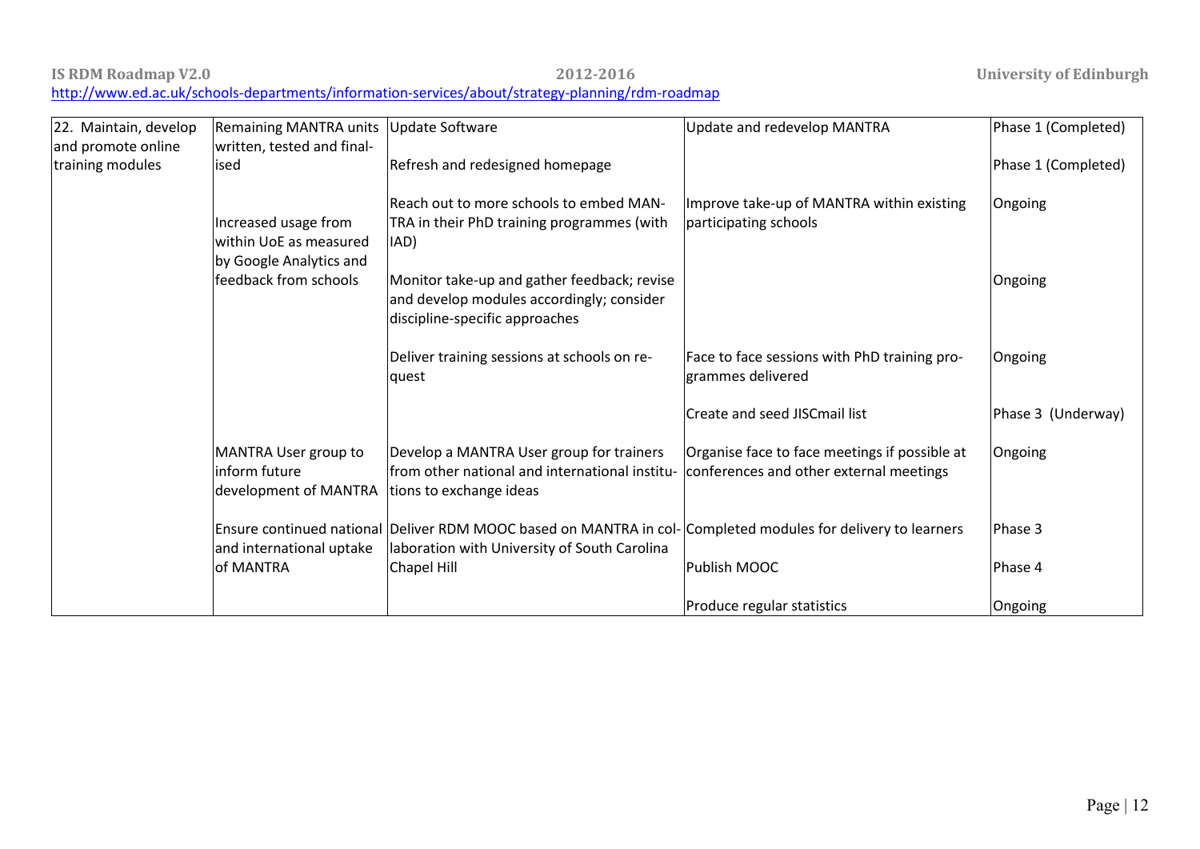| 22. Maintain, develop and promote online training modules | Remaining MANTRA units written, tested and finalised | Update Software | Update and redevelop MANTRA | Phase 1 (Completed) |
|---|---|---|---|---|
| | | Refresh and redesigned homepage | | Phase 1 (Completed) |
| | Increased usage from within UoE as measured by Google Analytics and feedback from schools | Reach out to more schools to embed MANTRA in their PhD training programmes (with IAD) | Improve take-up of MANTRA within existing participating schools | Ongoing |
| | | Monitor take-up and gather feedback; revise and develop modules accordingly; consider discipline-specific approaches | | Ongoing |
| | | Deliver training sessions at schools on request | Face to face sessions with PhD training programmes delivered | Ongoing |
| | | | Create and seed JISCmail list | Phase 3 (Underway) |
| | MANTRA User group to inform future development of MANTRA | Develop a MANTRA User group for trainers from other national and international institutions to exchange ideas | Organise face to face meetings if possible at conferences and other external meetings | Ongoing |
| | Ensure continued national and international uptake of MANTRA | Deliver RDM MOOC based on MANTRA in collaboration with University of South Carolina Chapel Hill | Completed modules for delivery to learners | Phase 3 |
| | | | Publish MOOC | Phase 4 |
| | | | Produce regular statistics | Ongoing |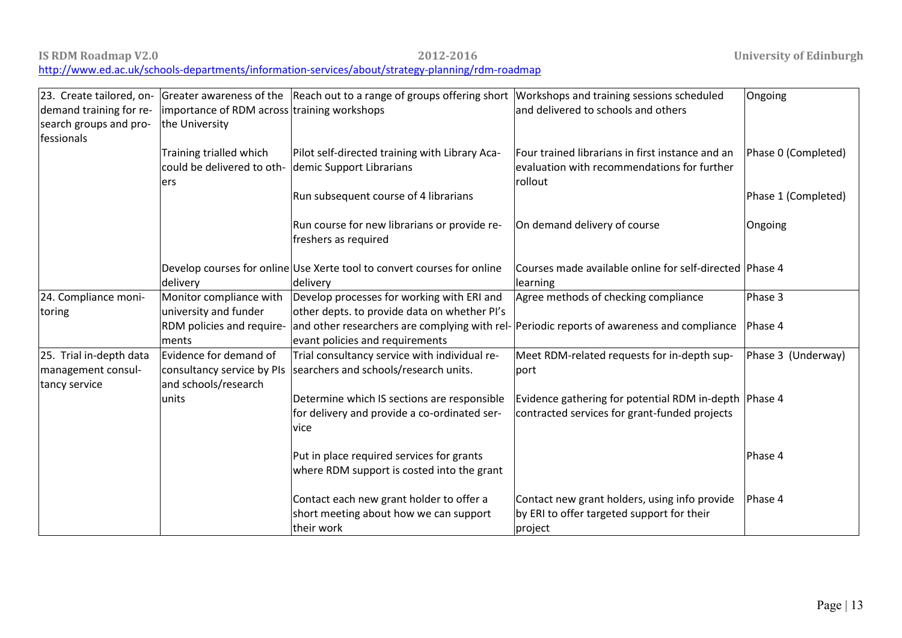| | | | | |
|---|---|---|---|---|
| 23. Create tailored, on-demand training for research groups and professionals | Greater awareness of the importance of RDM across the University | Reach out to a range of groups offering short training workshops | Workshops and training sessions scheduled and delivered to schools and others | Ongoing |
| | Training trialled which could be delivered to others | Pilot self-directed training with Library Academic Support Librarians | Four trained librarians in first instance and an evaluation with recommendations for further rollout | Phase 0 (Completed) |
| | | Run subsequent course of 4 librarians | | Phase 1 (Completed) |
| | | Run course for new librarians or provide refreshers as required | On demand delivery of course | Ongoing |
| | Develop courses for online delivery | Use Xerte tool to convert courses for online delivery | Courses made available online for self-directed learning | Phase 4 |
| 24. Compliance monitoring | Monitor compliance with university and funder RDM policies and requirements | Develop processes for working with ERI and other depts. to provide data on whether PI's and other researchers are complying with relevant policies and requirements | Agree methods of checking compliance | Phase 3 |
| | | | Periodic reports of awareness and compliance | Phase 4 |
| 25. Trial in-depth data management consultancy service | Evidence for demand of consultancy service by PIs and schools/research units | Trial consultancy service with individual researchers and schools/research units. | Meet RDM-related requests for in-depth support | Phase 3 (Underway) |
| | | Determine which IS sections are responsible for delivery and provide a co-ordinated service | Evidence gathering for potential RDM in-depth contracted services for grant-funded projects | Phase 4 |
| | | Put in place required services for grants where RDM support is costed into the grant | | Phase 4 |
| | | Contact each new grant holder to offer a short meeting about how we can support their work | Contact new grant holders, using info provide by ERI to offer targeted support for their project | Phase 4 |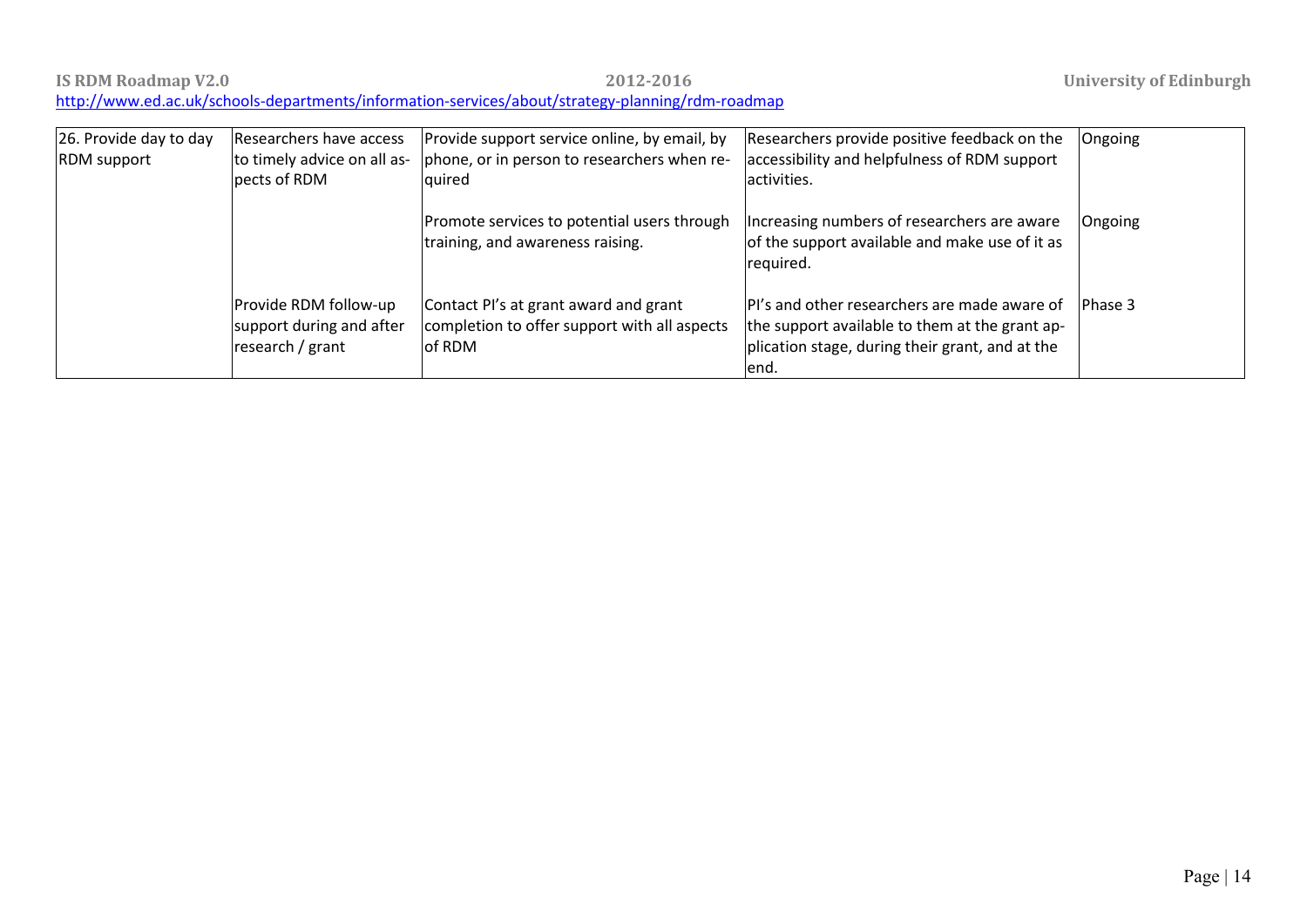| | | | | |
|---|---|---|---|---|
| 26. Provide day to day RDM support | Researchers have access to timely advice on all aspects of RDM | Provide support service online, by email, by phone, or in person to researchers when required | Researchers provide positive feedback on the accessibility and helpfulness of RDM support activities. | Ongoing |
| | | Promote services to potential users through training, and awareness raising. | Increasing numbers of researchers are aware of the support available and make use of it as required. | Ongoing |
| | Provide RDM follow-up support during and after research / grant | Contact PI's at grant award and grant completion to offer support with all aspects of RDM | PI's and other researchers are made aware of the support available to them at the grant application stage, during their grant, and at the end. | Phase 3 |